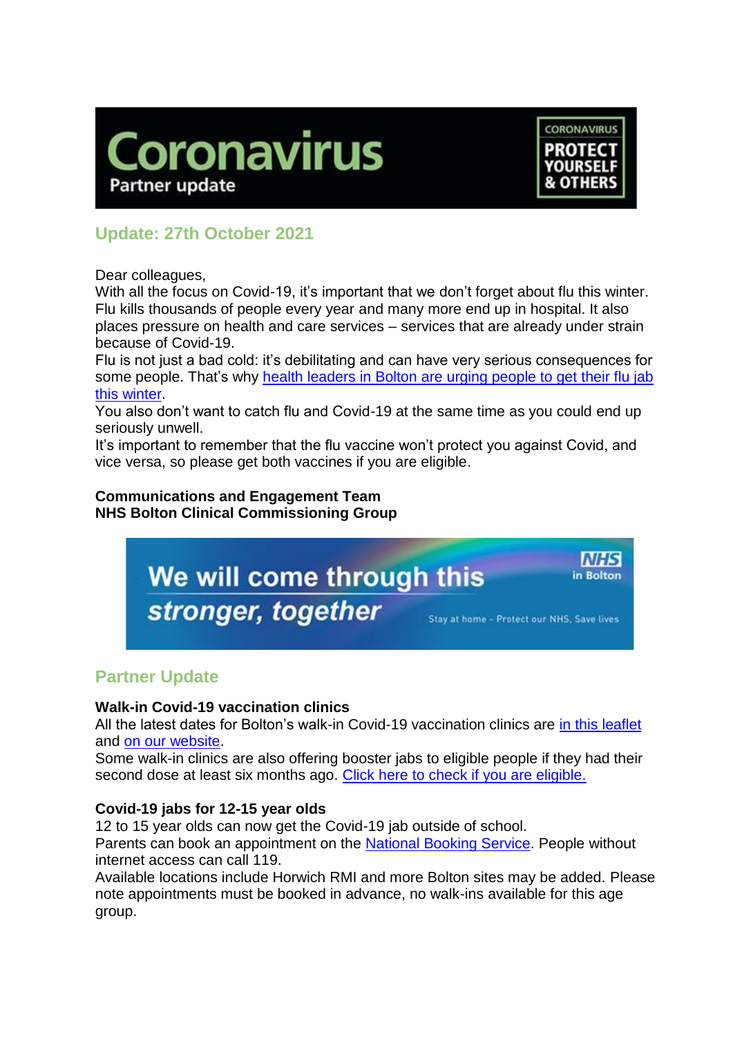# Coronavirus

Partner update

CORONAVIRUS PROTECT YOURSELF & OTHERS

## Update: 27th October 2021

Dear colleagues,

With all the focus on Covid-19, it's important that we don't forget about flu this winter. Flu kills thousands of people every year and many more end up in hospital. It also places pressure on health and care services – services that are already under strain because of Covid-19.

Flu is not just a bad cold: it's debilitating and can have very serious consequences for some people. That's why health leaders in Bolton are urging people to get their flu jab this winter.

You also don't want to catch flu and Covid-19 at the same time as you could end up seriously unwell.

It's important to remember that the flu vaccine won't protect you against Covid, and vice versa, so please get both vaccines if you are eligible.

**Communications and Engagement Team**
**NHS Bolton Clinical Commissioning Group**

We will come through this *stronger, together*

NHS in Bolton

Stay at home - Protect our NHS, Save lives

## Partner Update

**Walk-in Covid-19 vaccination clinics**

All the latest dates for Bolton's walk-in Covid-19 vaccination clinics are in this leaflet and on our website.

Some walk-in clinics are also offering booster jabs to eligible people if they had their second dose at least six months ago. Click here to check if you are eligible.

**Covid-19 jabs for 12-15 year olds**

12 to 15 year olds can now get the Covid-19 jab outside of school.

Parents can book an appointment on the National Booking Service. People without internet access can call 119.

Available locations include Horwich RMI and more Bolton sites may be added. Please note appointments must be booked in advance, no walk-ins available for this age group.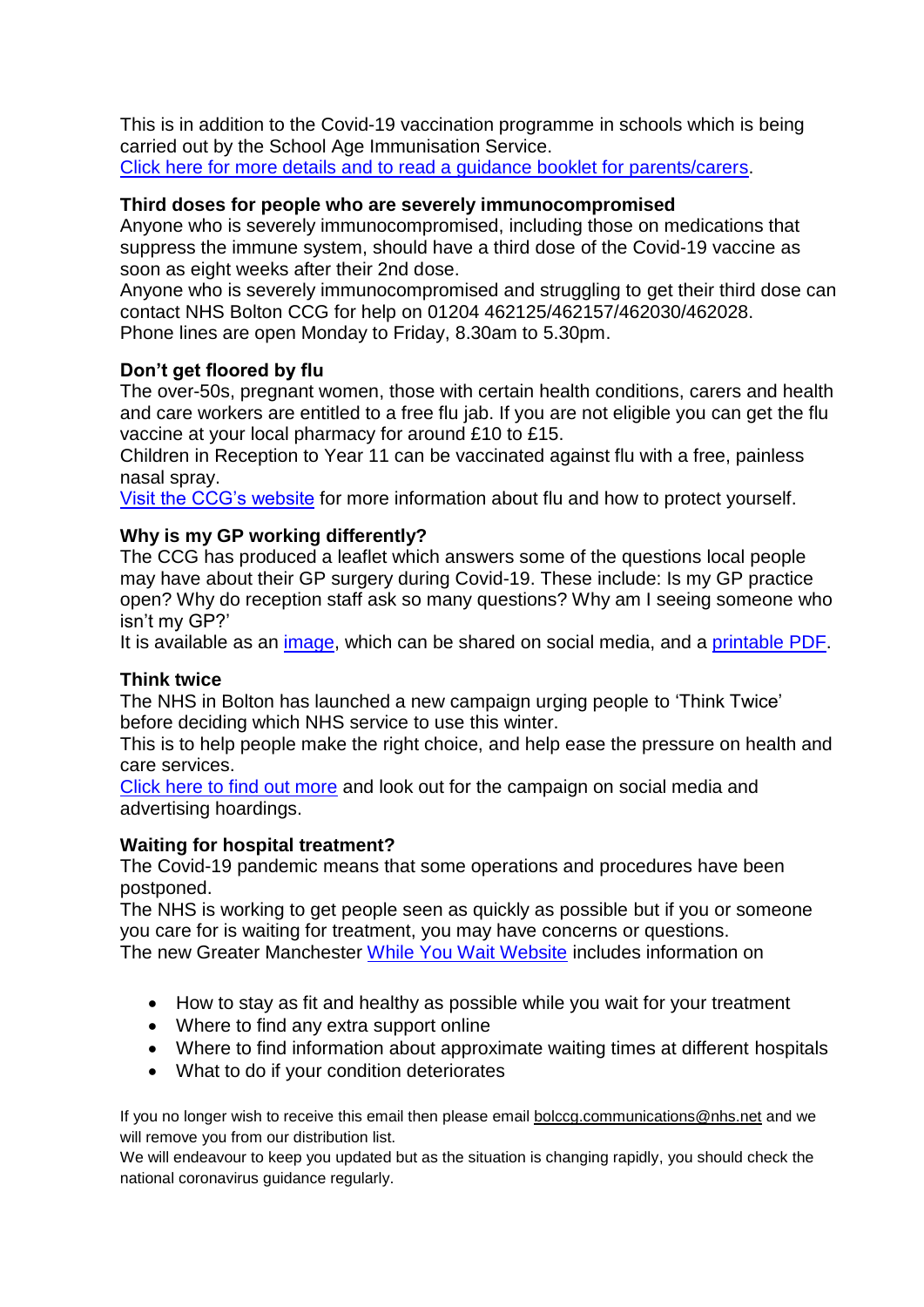This is in addition to the Covid-19 vaccination programme in schools which is being carried out by the School Age Immunisation Service.
Click here for more details and to read a guidance booklet for parents/carers.

**Third doses for people who are severely immunocompromised**

Anyone who is severely immunocompromised, including those on medications that suppress the immune system, should have a third dose of the Covid-19 vaccine as soon as eight weeks after their 2nd dose.
Anyone who is severely immunocompromised and struggling to get their third dose can contact NHS Bolton CCG for help on 01204 462125/462157/462030/462028.
Phone lines are open Monday to Friday, 8.30am to 5.30pm.

**Don't get floored by flu**

The over-50s, pregnant women, those with certain health conditions, carers and health and care workers are entitled to a free flu jab. If you are not eligible you can get the flu vaccine at your local pharmacy for around £10 to £15.
Children in Reception to Year 11 can be vaccinated against flu with a free, painless nasal spray.
Visit the CCG's website for more information about flu and how to protect yourself.

**Why is my GP working differently?**

The CCG has produced a leaflet which answers some of the questions local people may have about their GP surgery during Covid-19. These include: Is my GP practice open? Why do reception staff ask so many questions? Why am I seeing someone who isn't my GP?'
It is available as an image, which can be shared on social media, and a printable PDF.

**Think twice**

The NHS in Bolton has launched a new campaign urging people to 'Think Twice' before deciding which NHS service to use this winter.
This is to help people make the right choice, and help ease the pressure on health and care services.
Click here to find out more and look out for the campaign on social media and advertising hoardings.

**Waiting for hospital treatment?**

The Covid-19 pandemic means that some operations and procedures have been postponed.
The NHS is working to get people seen as quickly as possible but if you or someone you care for is waiting for treatment, you may have concerns or questions.
The new Greater Manchester While You Wait Website includes information on

- How to stay as fit and healthy as possible while you wait for your treatment
- Where to find any extra support online
- Where to find information about approximate waiting times at different hospitals
- What to do if your condition deteriorates

If you no longer wish to receive this email then please email bolccg.communications@nhs.net and we will remove you from our distribution list.
We will endeavour to keep you updated but as the situation is changing rapidly, you should check the national coronavirus guidance regularly.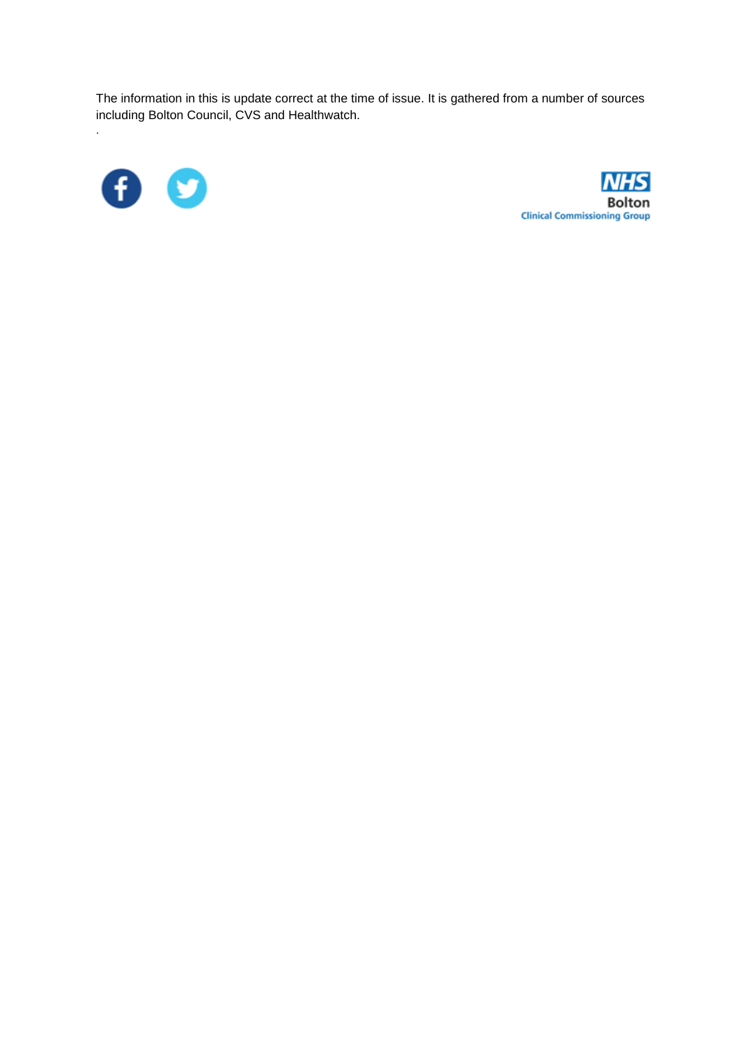The information in this is update correct at the time of issue. It is gathered from a number of sources including Bolton Council, CVS and Healthwatch.

.

NHS
Bolton
Clinical Commissioning Group